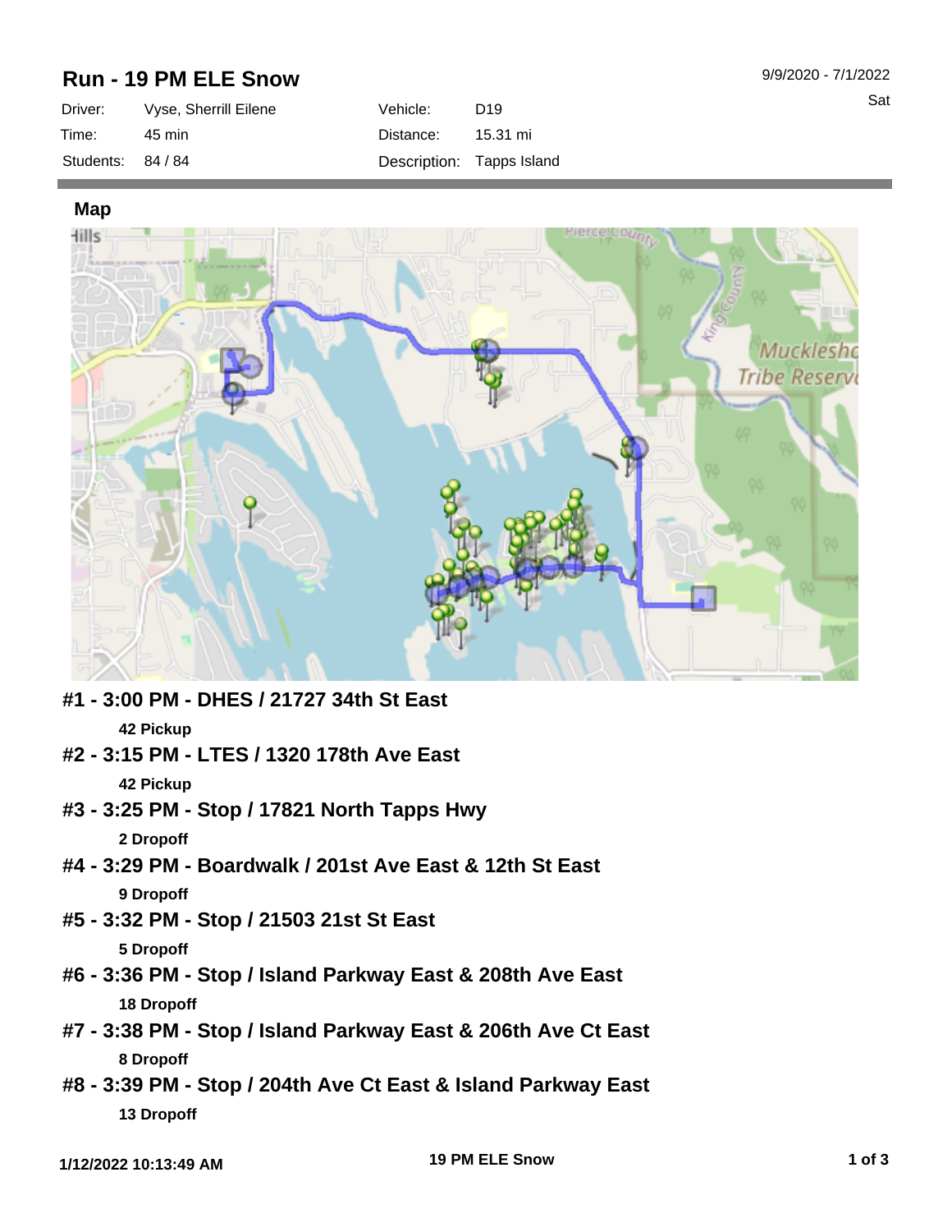# Run - 19 PM ELE Snow

9/9/2020 - 7/1/2022

Sat

| Driver: | Vyse, Sherrill Eilene | Vehicle: | D19 |
|---|---|---|---|
| Time: | 45 min | Distance: | 15.31 mi |
| Students: | 84 / 84 | Description: | Tapps Island |

## Map

### #1 - 3:00 PM - DHES / 21727 34th St East

**42 Pickup**

### #2 - 3:15 PM - LTES / 1320 178th Ave East

**42 Pickup**

### #3 - 3:25 PM - Stop / 17821 North Tapps Hwy

**2 Dropoff**

### #4 - 3:29 PM - Boardwalk / 201st Ave East & 12th St East

**9 Dropoff**

### #5 - 3:32 PM - Stop / 21503 21st St East

**5 Dropoff**

### #6 - 3:36 PM - Stop / Island Parkway East & 208th Ave East

**18 Dropoff**

### #7 - 3:38 PM - Stop / Island Parkway East & 206th Ave Ct East

**8 Dropoff**

### #8 - 3:39 PM - Stop / 204th Ave Ct East & Island Parkway East

**13 Dropoff**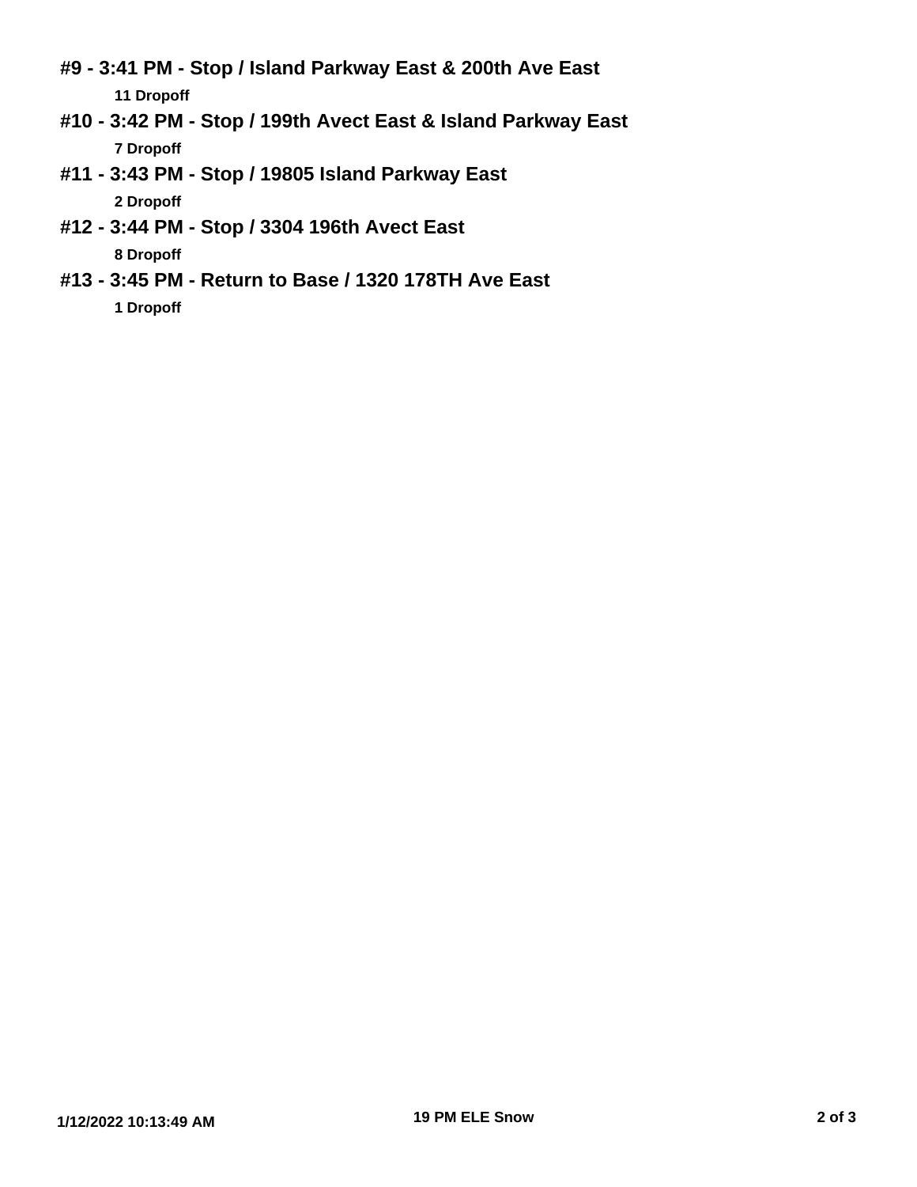**#9 - 3:41 PM - Stop / Island Parkway East & 200th Ave East**

**11 Dropoff**

**#10 - 3:42 PM - Stop / 199th Avect East & Island Parkway East**

**7 Dropoff**

**#11 - 3:43 PM - Stop / 19805 Island Parkway East**

**2 Dropoff**

**#12 - 3:44 PM - Stop / 3304 196th Avect East**

**8 Dropoff**

**#13 - 3:45 PM - Return to Base / 1320 178TH Ave East**

**1 Dropoff**